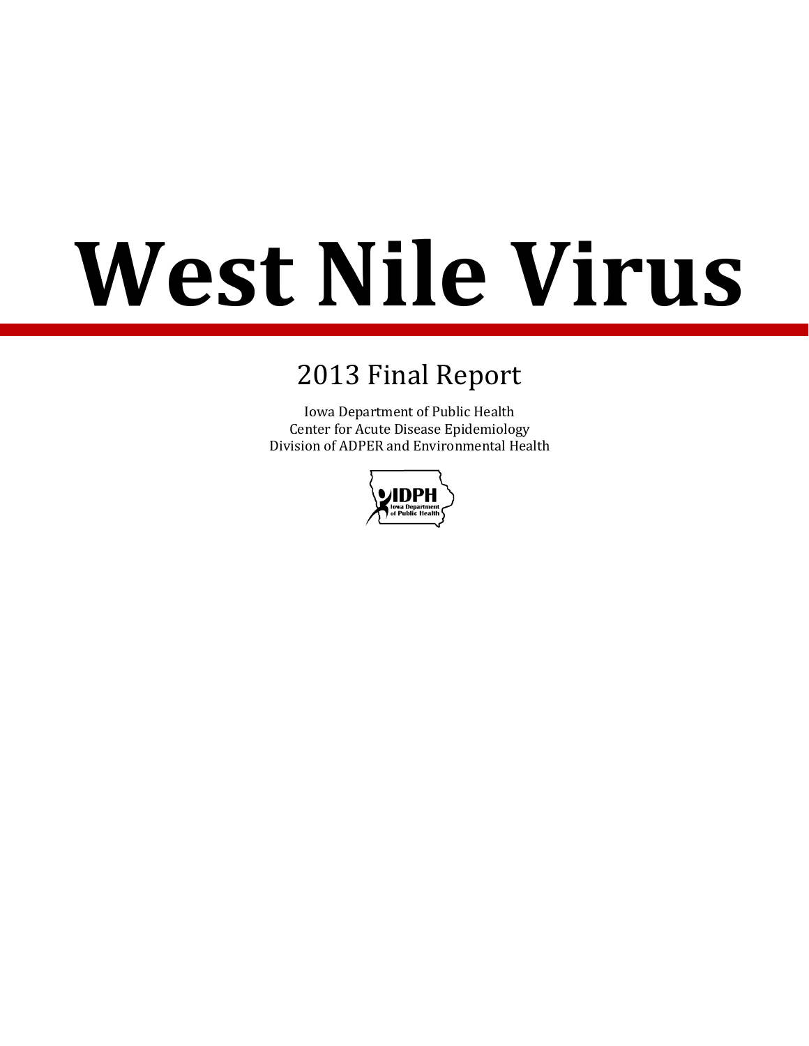# West Nile Virus

## 2013 Final Report

Iowa Department of Public Health
Center for Acute Disease Epidemiology
Division of ADPER and Environmental Health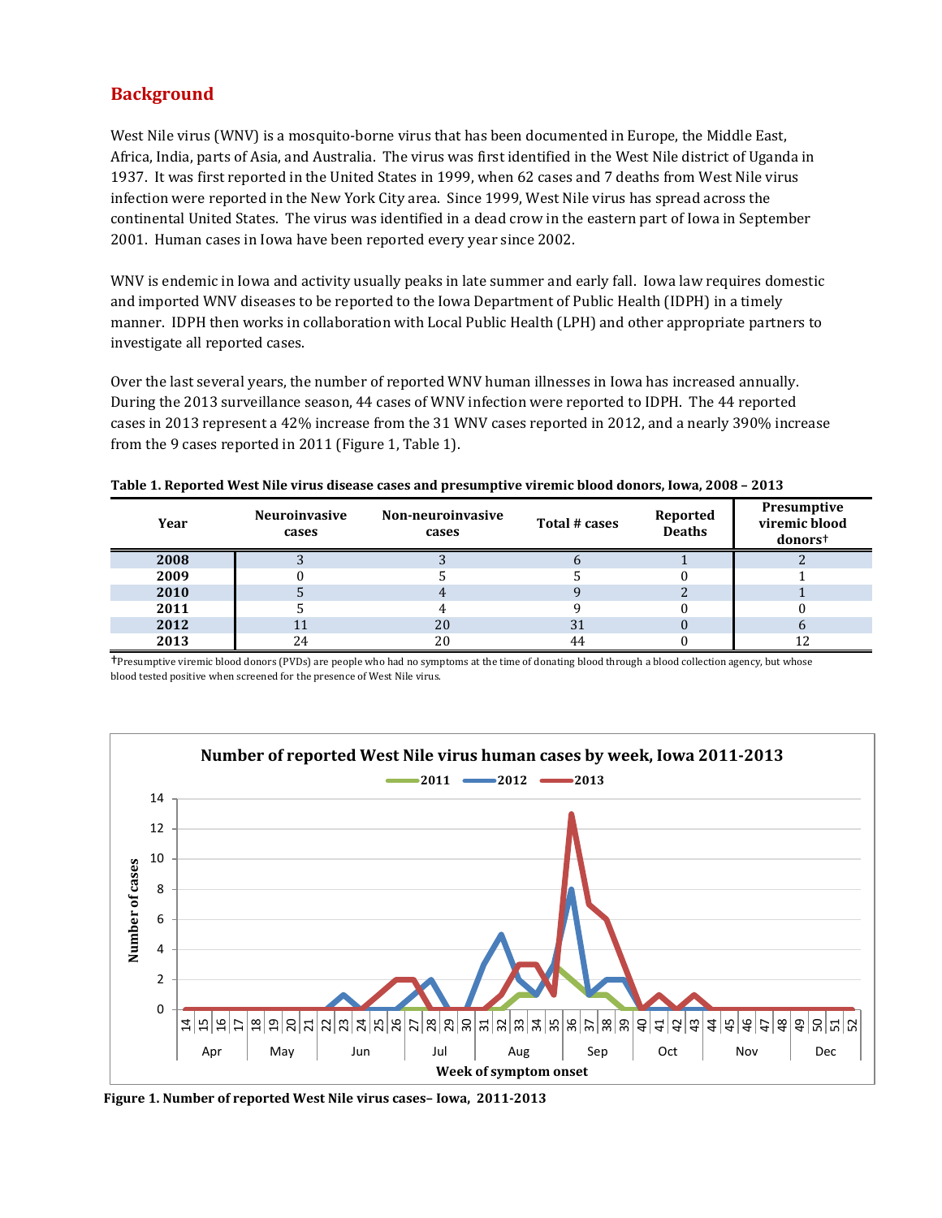## Background

West Nile virus (WNV) is a mosquito-borne virus that has been documented in Europe, the Middle East, Africa, India, parts of Asia, and Australia. The virus was first identified in the West Nile district of Uganda in 1937. It was first reported in the United States in 1999, when 62 cases and 7 deaths from West Nile virus infection were reported in the New York City area. Since 1999, West Nile virus has spread across the continental United States. The virus was identified in a dead crow in the eastern part of Iowa in September 2001. Human cases in Iowa have been reported every year since 2002.

WNV is endemic in Iowa and activity usually peaks in late summer and early fall. Iowa law requires domestic and imported WNV diseases to be reported to the Iowa Department of Public Health (IDPH) in a timely manner. IDPH then works in collaboration with Local Public Health (LPH) and other appropriate partners to investigate all reported cases.

Over the last several years, the number of reported WNV human illnesses in Iowa has increased annually. During the 2013 surveillance season, 44 cases of WNV infection were reported to IDPH. The 44 reported cases in 2013 represent a 42% increase from the 31 WNV cases reported in 2012, and a nearly 390% increase from the 9 cases reported in 2011 (Figure 1, Table 1).

**Table 1. Reported West Nile virus disease cases and presumptive viremic blood donors, Iowa, 2008 – 2013**

| Year | Neuroinvasive cases | Non-neuroinvasive cases | Total # cases | Reported Deaths | Presumptive viremic blood donors† |
|---|---|---|---|---|---|
| **2008** | 3 | 3 | 6 | 1 | 2 |
| **2009** | 0 | 5 | 5 | 0 | 1 |
| **2010** | 5 | 4 | 9 | 2 | 1 |
| **2011** | 5 | 4 | 9 | 0 | 0 |
| **2012** | 11 | 20 | 31 | 0 | 6 |
| **2013** | 24 | 20 | 44 | 0 | 12 |

†Presumptive viremic blood donors (PVDs) are people who had no symptoms at the time of donating blood through a blood collection agency, but whose blood tested positive when screened for the presence of West Nile virus.

**Figure 1. Number of reported West Nile virus cases– Iowa, 2011-2013**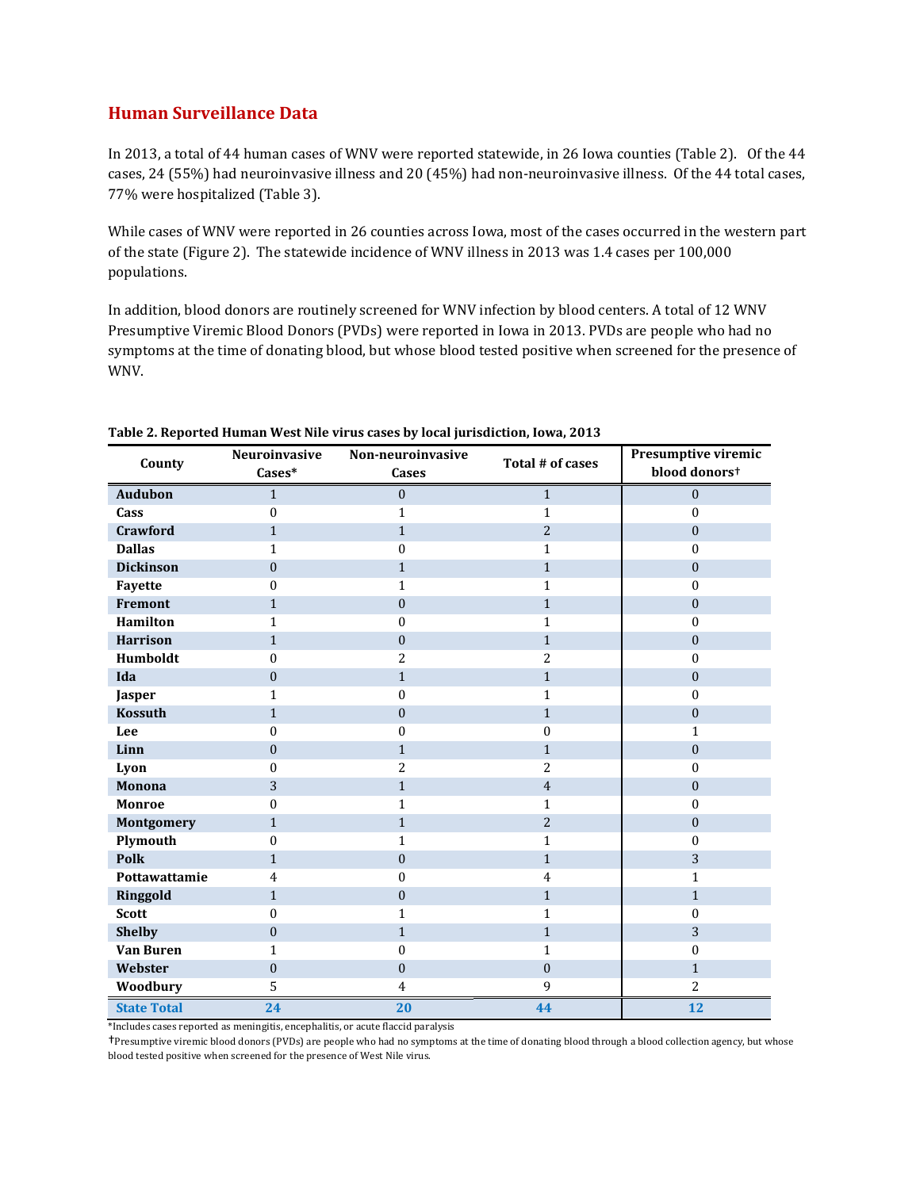## Human Surveillance Data

In 2013, a total of 44 human cases of WNV were reported statewide, in 26 Iowa counties (Table 2). Of the 44 cases, 24 (55%) had neuroinvasive illness and 20 (45%) had non-neuroinvasive illness. Of the 44 total cases, 77% were hospitalized (Table 3).

While cases of WNV were reported in 26 counties across Iowa, most of the cases occurred in the western part of the state (Figure 2). The statewide incidence of WNV illness in 2013 was 1.4 cases per 100,000 populations.

In addition, blood donors are routinely screened for WNV infection by blood centers. A total of 12 WNV Presumptive Viremic Blood Donors (PVDs) were reported in Iowa in 2013. PVDs are people who had no symptoms at the time of donating blood, but whose blood tested positive when screened for the presence of WNV.

**Table 2. Reported Human West Nile virus cases by local jurisdiction, Iowa, 2013**

| County | Neuroinvasive Cases* | Non-neuroinvasive Cases | Total # of cases | Presumptive viremic blood donors† |
|---|---|---|---|---|
| **Audubon** | 1 | 0 | 1 | 0 |
| **Cass** | 0 | 1 | 1 | 0 |
| **Crawford** | 1 | 1 | 2 | 0 |
| **Dallas** | 1 | 0 | 1 | 0 |
| **Dickinson** | 0 | 1 | 1 | 0 |
| **Fayette** | 0 | 1 | 1 | 0 |
| **Fremont** | 1 | 0 | 1 | 0 |
| **Hamilton** | 1 | 0 | 1 | 0 |
| **Harrison** | 1 | 0 | 1 | 0 |
| **Humboldt** | 0 | 2 | 2 | 0 |
| **Ida** | 0 | 1 | 1 | 0 |
| **Jasper** | 1 | 0 | 1 | 0 |
| **Kossuth** | 1 | 0 | 1 | 0 |
| **Lee** | 0 | 0 | 0 | 1 |
| **Linn** | 0 | 1 | 1 | 0 |
| **Lyon** | 0 | 2 | 2 | 0 |
| **Monona** | 3 | 1 | 4 | 0 |
| **Monroe** | 0 | 1 | 1 | 0 |
| **Montgomery** | 1 | 1 | 2 | 0 |
| **Plymouth** | 0 | 1 | 1 | 0 |
| **Polk** | 1 | 0 | 1 | 3 |
| **Pottawattamie** | 4 | 0 | 4 | 1 |
| **Ringgold** | 1 | 0 | 1 | 1 |
| **Scott** | 0 | 1 | 1 | 0 |
| **Shelby** | 0 | 1 | 1 | 3 |
| **Van Buren** | 1 | 0 | 1 | 0 |
| **Webster** | 0 | 0 | 0 | 1 |
| **Woodbury** | 5 | 4 | 9 | 2 |
| **State Total** | **24** | **20** | **44** | **12** |

*Includes cases reported as meningitis, encephalitis, or acute flaccid paralysis

†Presumptive viremic blood donors (PVDs) are people who had no symptoms at the time of donating blood through a blood collection agency, but whose blood tested positive when screened for the presence of West Nile virus.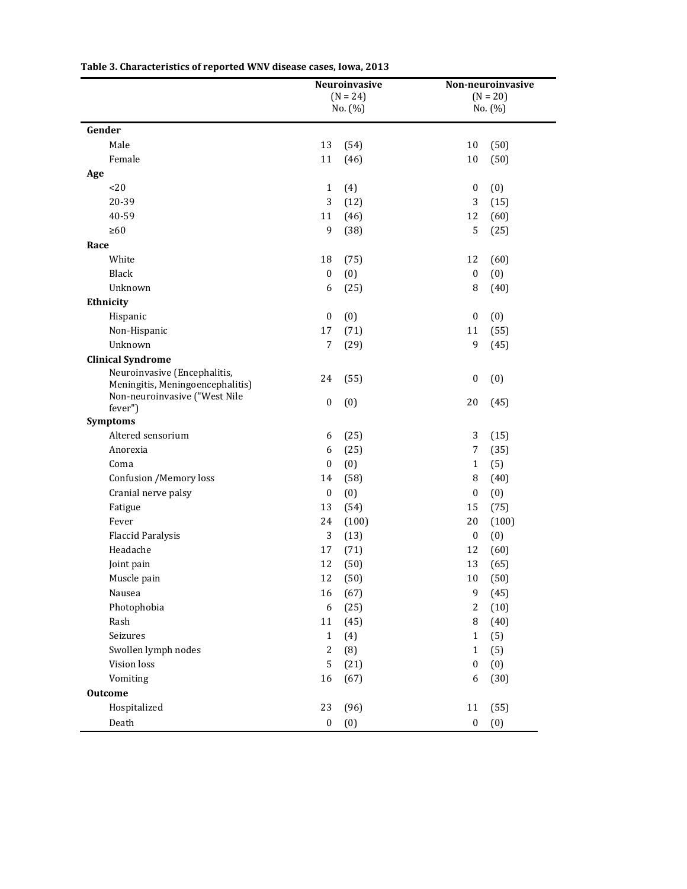**Table 3. Characteristics of reported WNV disease cases, Iowa, 2013**

| | Neuroinvasive (N = 24) No. (%) | | Non-neuroinvasive (N = 20) No. (%) | |
|---|---|---|---|---|
| **Gender** | | | | |
| Male | 13 | (54) | 10 | (50) |
| Female | 11 | (46) | 10 | (50) |
| **Age** | | | | |
| <20 | 1 | (4) | 0 | (0) |
| 20-39 | 3 | (12) | 3 | (15) |
| 40-59 | 11 | (46) | 12 | (60) |
| ≥60 | 9 | (38) | 5 | (25) |
| **Race** | | | | |
| White | 18 | (75) | 12 | (60) |
| Black | 0 | (0) | 0 | (0) |
| Unknown | 6 | (25) | 8 | (40) |
| **Ethnicity** | | | | |
| Hispanic | 0 | (0) | 0 | (0) |
| Non-Hispanic | 17 | (71) | 11 | (55) |
| Unknown | 7 | (29) | 9 | (45) |
| **Clinical Syndrome** | | | | |
| Neuroinvasive (Encephalitis, Meningitis, Meningoencephalitis) | 24 | (55) | 0 | (0) |
| Non-neuroinvasive ("West Nile fever") | 0 | (0) | 20 | (45) |
| **Symptoms** | | | | |
| Altered sensorium | 6 | (25) | 3 | (15) |
| Anorexia | 6 | (25) | 7 | (35) |
| Coma | 0 | (0) | 1 | (5) |
| Confusion /Memory loss | 14 | (58) | 8 | (40) |
| Cranial nerve palsy | 0 | (0) | 0 | (0) |
| Fatigue | 13 | (54) | 15 | (75) |
| Fever | 24 | (100) | 20 | (100) |
| Flaccid Paralysis | 3 | (13) | 0 | (0) |
| Headache | 17 | (71) | 12 | (60) |
| Joint pain | 12 | (50) | 13 | (65) |
| Muscle pain | 12 | (50) | 10 | (50) |
| Nausea | 16 | (67) | 9 | (45) |
| Photophobia | 6 | (25) | 2 | (10) |
| Rash | 11 | (45) | 8 | (40) |
| Seizures | 1 | (4) | 1 | (5) |
| Swollen lymph nodes | 2 | (8) | 1 | (5) |
| Vision loss | 5 | (21) | 0 | (0) |
| Vomiting | 16 | (67) | 6 | (30) |
| **Outcome** | | | | |
| Hospitalized | 23 | (96) | 11 | (55) |
| Death | 0 | (0) | 0 | (0) |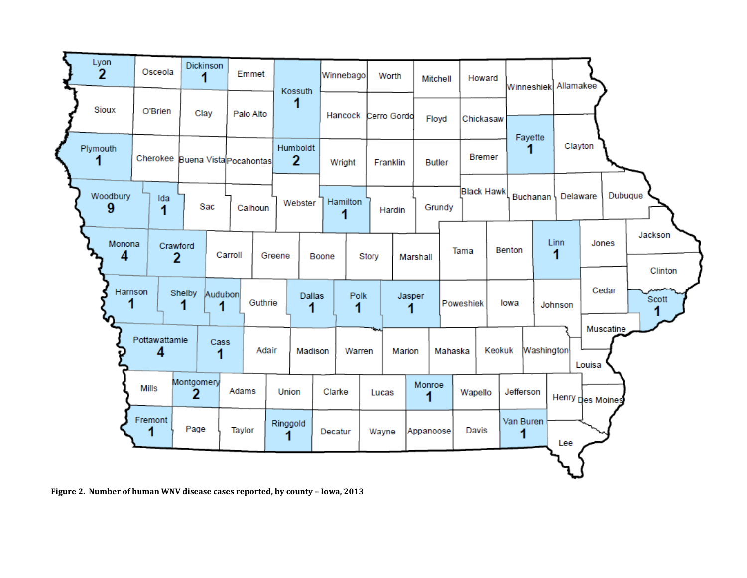**Figure 2. Number of human WNV disease cases reported, by county – Iowa, 2013**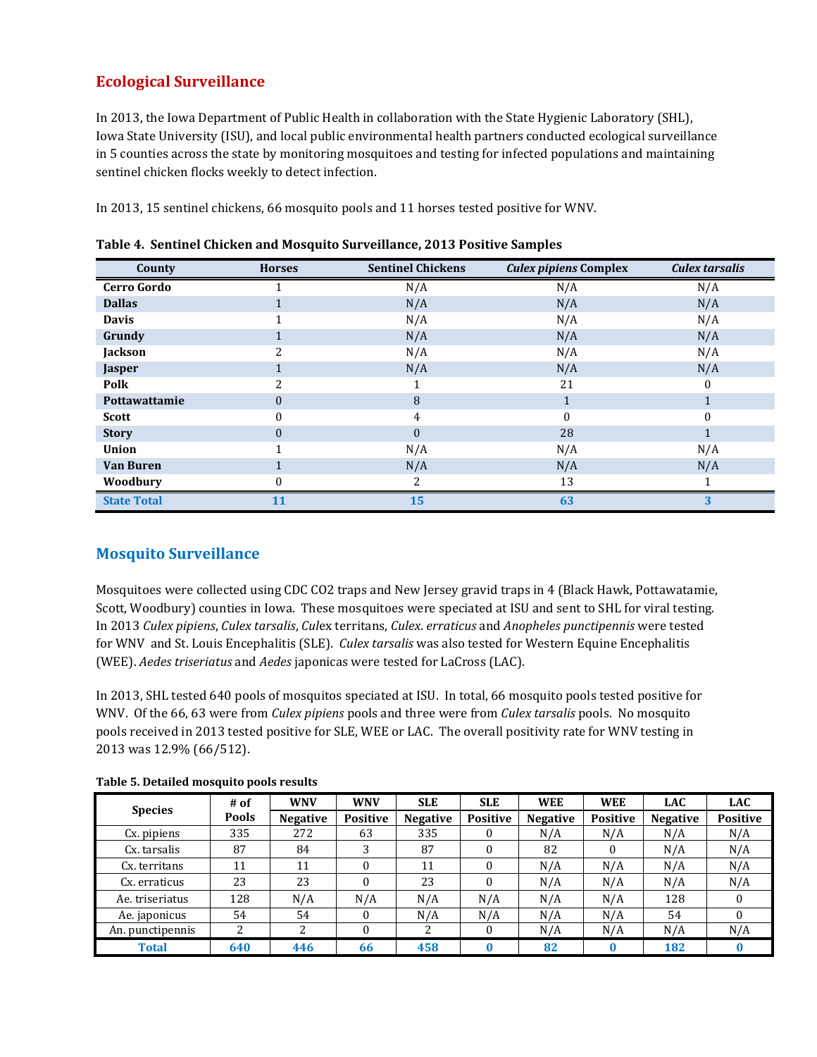## Ecological Surveillance

In 2013, the Iowa Department of Public Health in collaboration with the State Hygienic Laboratory (SHL), Iowa State University (ISU), and local public environmental health partners conducted ecological surveillance in 5 counties across the state by monitoring mosquitoes and testing for infected populations and maintaining sentinel chicken flocks weekly to detect infection.

In 2013, 15 sentinel chickens, 66 mosquito pools and 11 horses tested positive for WNV.

**Table 4. Sentinel Chicken and Mosquito Surveillance, 2013 Positive Samples**

| County | Horses | Sentinel Chickens | *Culex pipiens* Complex | *Culex tarsalis* |
|---|---|---|---|---|
| **Cerro Gordo** | 1 | N/A | N/A | N/A |
| **Dallas** | 1 | N/A | N/A | N/A |
| **Davis** | 1 | N/A | N/A | N/A |
| **Grundy** | 1 | N/A | N/A | N/A |
| **Jackson** | 2 | N/A | N/A | N/A |
| **Jasper** | 1 | N/A | N/A | N/A |
| **Polk** | 2 | 1 | 21 | 0 |
| **Pottawattamie** | 0 | 8 | 1 | 1 |
| **Scott** | 0 | 4 | 0 | 0 |
| **Story** | 0 | 0 | 28 | 1 |
| **Union** | 1 | N/A | N/A | N/A |
| **Van Buren** | 1 | N/A | N/A | N/A |
| **Woodbury** | 0 | 2 | 13 | 1 |
| **State Total** | **11** | **15** | **63** | **3** |

## Mosquito Surveillance

Mosquitoes were collected using CDC CO2 traps and New Jersey gravid traps in 4 (Black Hawk, Pottawatamie, Scott, Woodbury) counties in Iowa. These mosquitoes were speciated at ISU and sent to SHL for viral testing. In 2013 *Culex pipiens*, *Culex tarsalis*, *Cul*ex territans, *Culex*. *erraticus* and *Anopheles punctipennis* were tested for WNV and St. Louis Encephalitis (SLE). *Culex tarsalis* was also tested for Western Equine Encephalitis (WEE). *Aedes triseriatus* and *Aedes* japonicas were tested for LaCross (LAC).

In 2013, SHL tested 640 pools of mosquitos speciated at ISU. In total, 66 mosquito pools tested positive for WNV. Of the 66, 63 were from *Culex pipiens* pools and three were from *Culex tarsalis* pools. No mosquito pools received in 2013 tested positive for SLE, WEE or LAC. The overall positivity rate for WNV testing in 2013 was 12.9% (66/512).

**Table 5. Detailed mosquito pools results**

| Species | # of Pools | WNV Negative | WNV Positive | SLE Negative | SLE Positive | WEE Negative | WEE Positive | LAC Negative | LAC Positive |
|---|---|---|---|---|---|---|---|---|---|
| Cx. pipiens | 335 | 272 | 63 | 335 | 0 | N/A | N/A | N/A | N/A |
| Cx. tarsalis | 87 | 84 | 3 | 87 | 0 | 82 | 0 | N/A | N/A |
| Cx. territans | 11 | 11 | 0 | 11 | 0 | N/A | N/A | N/A | N/A |
| Cx. erraticus | 23 | 23 | 0 | 23 | 0 | N/A | N/A | N/A | N/A |
| Ae. triseriatus | 128 | N/A | N/A | N/A | N/A | N/A | N/A | 128 | 0 |
| Ae. japonicus | 54 | 54 | 0 | N/A | N/A | N/A | N/A | 54 | 0 |
| An. punctipennis | 2 | 2 | 0 | 2 | 0 | N/A | N/A | N/A | N/A |
| **Total** | **640** | **446** | **66** | **458** | **0** | **82** | **0** | **182** | **0** |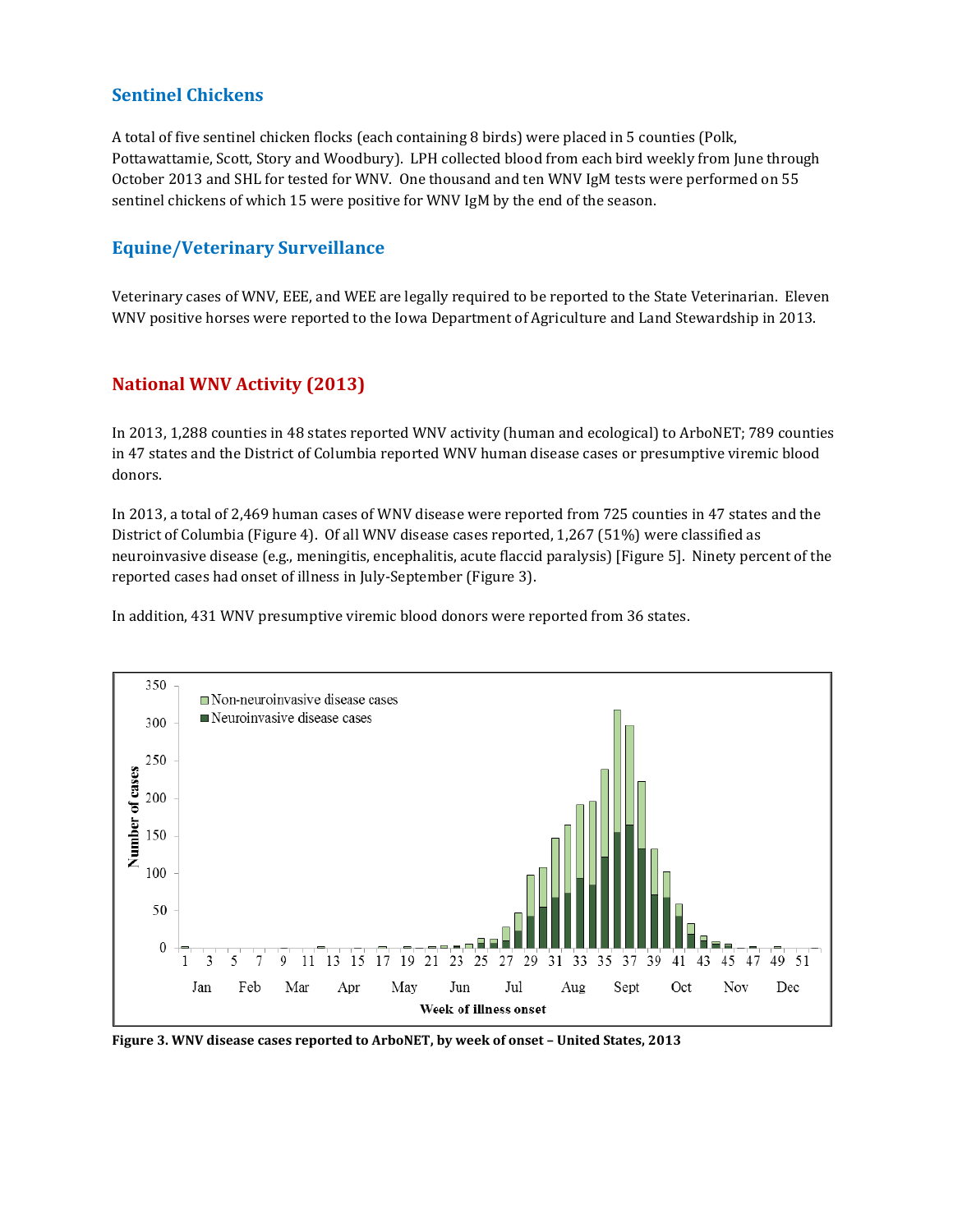## Sentinel Chickens

A total of five sentinel chicken flocks (each containing 8 birds) were placed in 5 counties (Polk, Pottawattamie, Scott, Story and Woodbury). LPH collected blood from each bird weekly from June through October 2013 and SHL for tested for WNV. One thousand and ten WNV IgM tests were performed on 55 sentinel chickens of which 15 were positive for WNV IgM by the end of the season.

## Equine/Veterinary Surveillance

Veterinary cases of WNV, EEE, and WEE are legally required to be reported to the State Veterinarian. Eleven WNV positive horses were reported to the Iowa Department of Agriculture and Land Stewardship in 2013.

## National WNV Activity (2013)

In 2013, 1,288 counties in 48 states reported WNV activity (human and ecological) to ArboNET; 789 counties in 47 states and the District of Columbia reported WNV human disease cases or presumptive viremic blood donors.

In 2013, a total of 2,469 human cases of WNV disease were reported from 725 counties in 47 states and the District of Columbia (Figure 4). Of all WNV disease cases reported, 1,267 (51%) were classified as neuroinvasive disease (e.g., meningitis, encephalitis, acute flaccid paralysis) [Figure 5]. Ninety percent of the reported cases had onset of illness in July-September (Figure 3).

In addition, 431 WNV presumptive viremic blood donors were reported from 36 states.

**Figure 3. WNV disease cases reported to ArboNET, by week of onset – United States, 2013**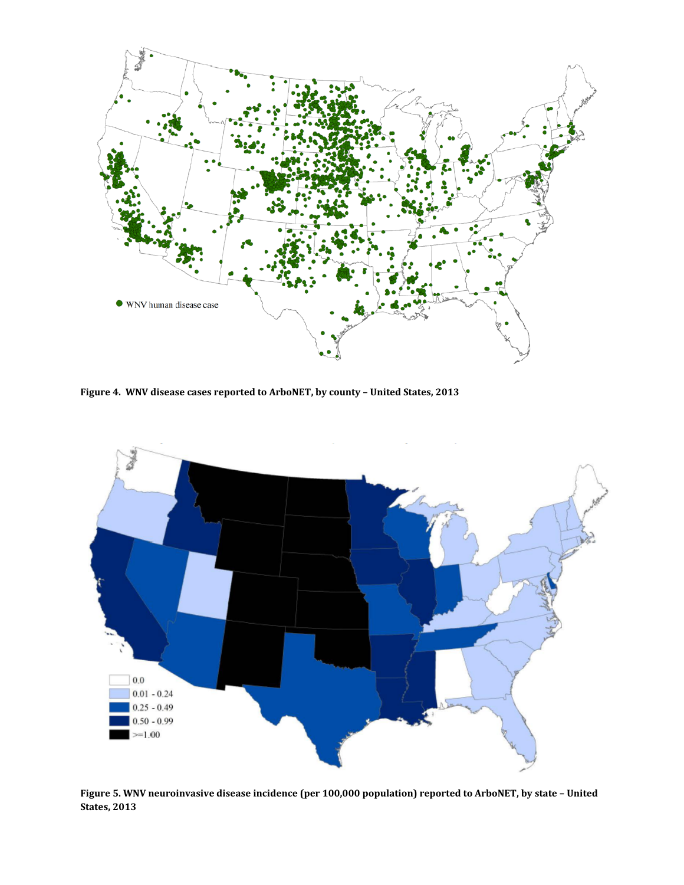**Figure 4. WNV disease cases reported to ArboNET, by county – United States, 2013**

**Figure 5. WNV neuroinvasive disease incidence (per 100,000 population) reported to ArboNET, by state – United States, 2013**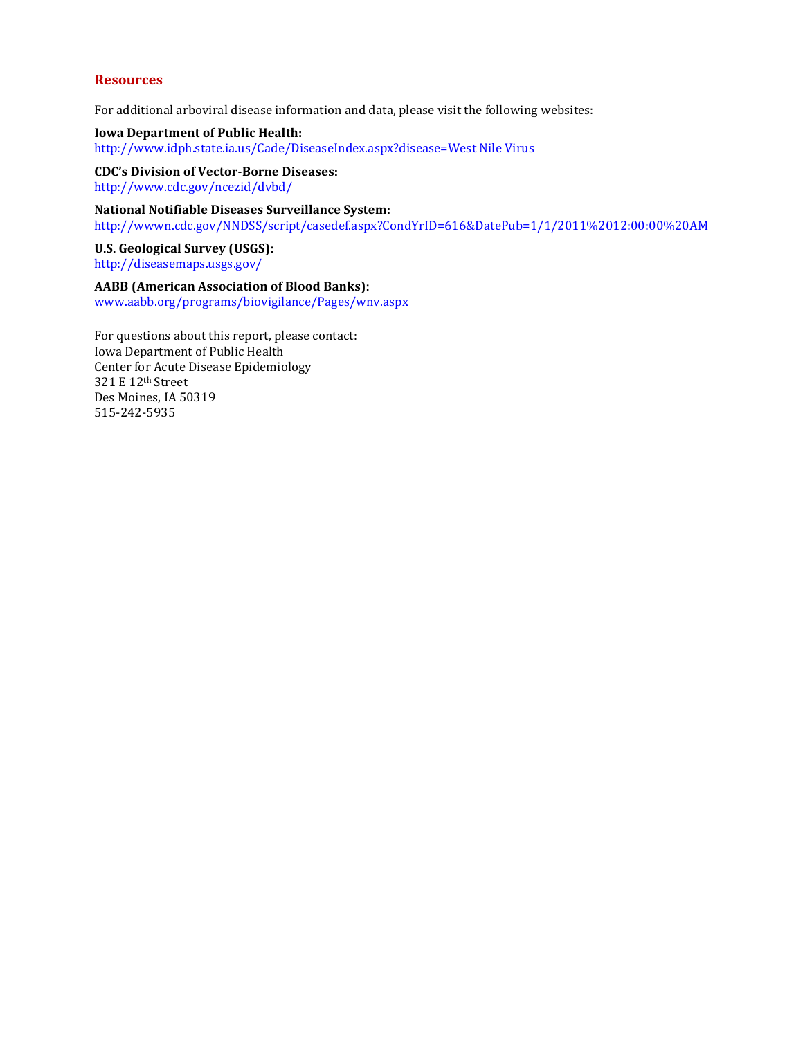## Resources

For additional arboviral disease information and data, please visit the following websites:

**Iowa Department of Public Health:**
http://www.idph.state.ia.us/Cade/DiseaseIndex.aspx?disease=West Nile Virus

**CDC's Division of Vector-Borne Diseases:**
http://www.cdc.gov/ncezid/dvbd/

**National Notifiable Diseases Surveillance System:**
http://wwwn.cdc.gov/NNDSS/script/casedef.aspx?CondYrID=616&DatePub=1/1/2011%2012:00:00%20AM

**U.S. Geological Survey (USGS):**
http://diseasemaps.usgs.gov/

**AABB (American Association of Blood Banks):**
www.aabb.org/programs/biovigilance/Pages/wnv.aspx

For questions about this report, please contact:
Iowa Department of Public Health
Center for Acute Disease Epidemiology
321 E 12th Street
Des Moines, IA 50319
515-242-5935